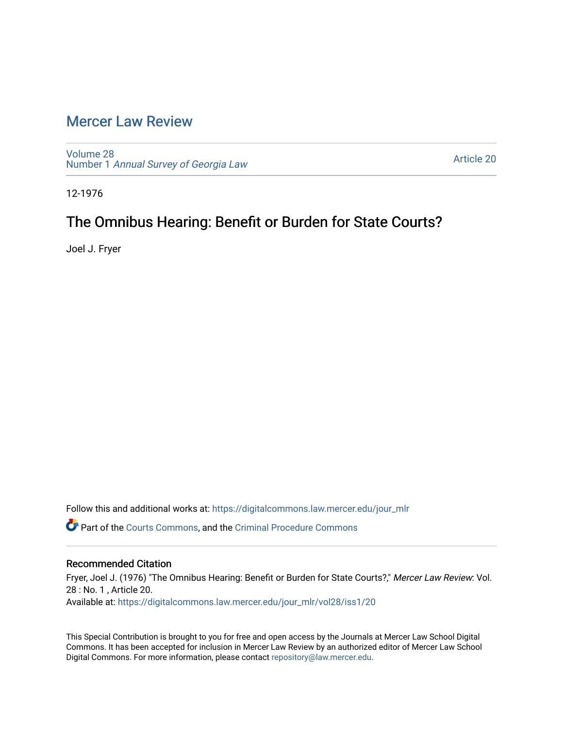# Mercer Law Review

Volume 28
Number 1 *Annual Survey of Georgia Law*

Article 20

12-1976

## The Omnibus Hearing: Benefit or Burden for State Courts?

Joel J. Fryer

Follow this and additional works at: https://digitalcommons.law.mercer.edu/jour_mlr

Part of the Courts Commons, and the Criminal Procedure Commons

### Recommended Citation

Fryer, Joel J. (1976) "The Omnibus Hearing: Benefit or Burden for State Courts?," *Mercer Law Review*: Vol. 28 : No. 1 , Article 20.
Available at: https://digitalcommons.law.mercer.edu/jour_mlr/vol28/iss1/20

This Special Contribution is brought to you for free and open access by the Journals at Mercer Law School Digital Commons. It has been accepted for inclusion in Mercer Law Review by an authorized editor of Mercer Law School Digital Commons. For more information, please contact repository@law.mercer.edu.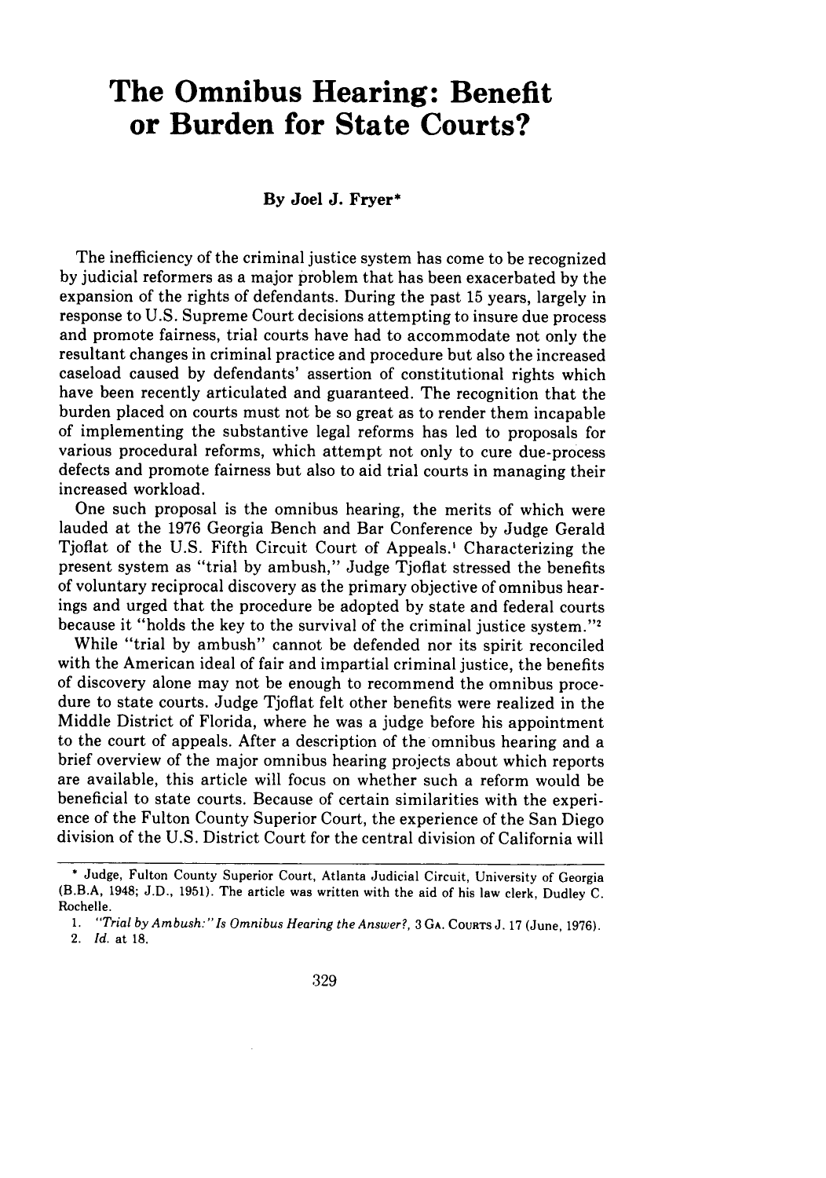# The Omnibus Hearing: Benefit or Burden for State Courts?

**By Joel J. Fryer***

The inefficiency of the criminal justice system has come to be recognized by judicial reformers as a major problem that has been exacerbated by the expansion of the rights of defendants. During the past 15 years, largely in response to U.S. Supreme Court decisions attempting to insure due process and promote fairness, trial courts have had to accommodate not only the resultant changes in criminal practice and procedure but also the increased caseload caused by defendants' assertion of constitutional rights which have been recently articulated and guaranteed. The recognition that the burden placed on courts must not be so great as to render them incapable of implementing the substantive legal reforms has led to proposals for various procedural reforms, which attempt not only to cure due-process defects and promote fairness but also to aid trial courts in managing their increased workload.

One such proposal is the omnibus hearing, the merits of which were lauded at the 1976 Georgia Bench and Bar Conference by Judge Gerald Tjoflat of the U.S. Fifth Circuit Court of Appeals.[1] Characterizing the present system as "trial by ambush," Judge Tjoflat stressed the benefits of voluntary reciprocal discovery as the primary objective of omnibus hearings and urged that the procedure be adopted by state and federal courts because it "holds the key to the survival of the criminal justice system."[2]

While "trial by ambush" cannot be defended nor its spirit reconciled with the American ideal of fair and impartial criminal justice, the benefits of discovery alone may not be enough to recommend the omnibus procedure to state courts. Judge Tjoflat felt other benefits were realized in the Middle District of Florida, where he was a judge before his appointment to the court of appeals. After a description of the omnibus hearing and a brief overview of the major omnibus hearing projects about which reports are available, this article will focus on whether such a reform would be beneficial to state courts. Because of certain similarities with the experience of the Fulton County Superior Court, the experience of the San Diego division of the U.S. District Court for the central division of California will

---

\* Judge, Fulton County Superior Court, Atlanta Judicial Circuit, University of Georgia (B.B.A, 1948; J.D., 1951). The article was written with the aid of his law clerk, Dudley C. Rochelle.

1. *"Trial by Ambush:" Is Omnibus Hearing the Answer?*, 3 GA. COURTS J. 17 (June, 1976).

2. *Id.* at 18.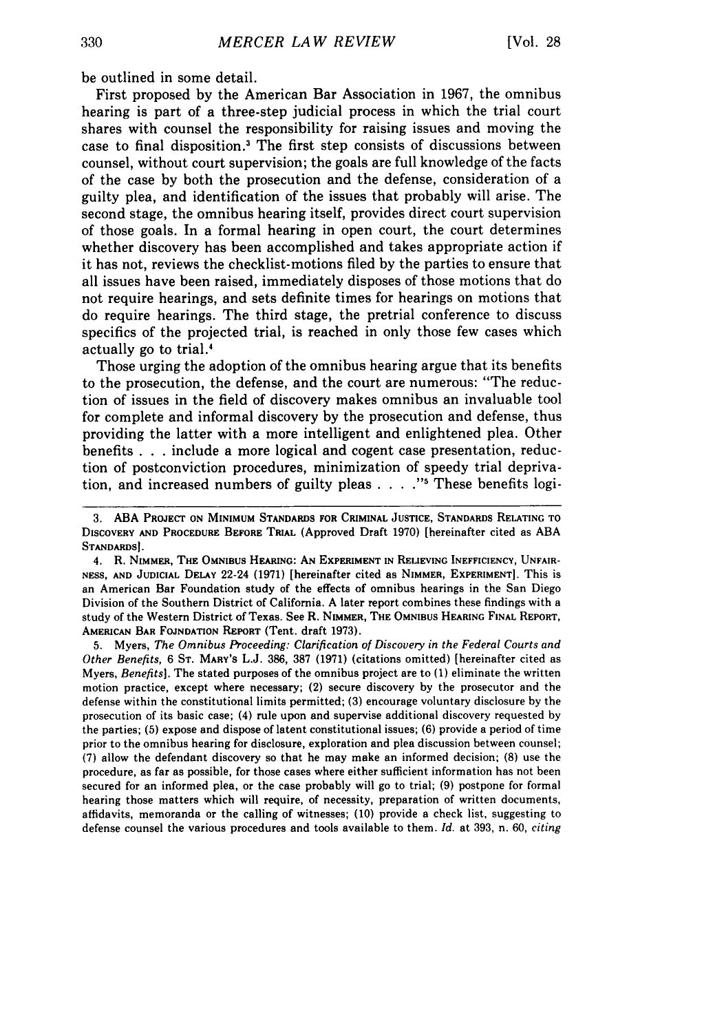be outlined in some detail.

First proposed by the American Bar Association in 1967, the omnibus hearing is part of a three-step judicial process in which the trial court shares with counsel the responsibility for raising issues and moving the case to final disposition.[3] The first step consists of discussions between counsel, without court supervision; the goals are full knowledge of the facts of the case by both the prosecution and the defense, consideration of a guilty plea, and identification of the issues that probably will arise. The second stage, the omnibus hearing itself, provides direct court supervision of those goals. In a formal hearing in open court, the court determines whether discovery has been accomplished and takes appropriate action if it has not, reviews the checklist-motions filed by the parties to ensure that all issues have been raised, immediately disposes of those motions that do not require hearings, and sets definite times for hearings on motions that do require hearings. The third stage, the pretrial conference to discuss specifics of the projected trial, is reached in only those few cases which actually go to trial.[4]

Those urging the adoption of the omnibus hearing argue that its benefits to the prosecution, the defense, and the court are numerous: "The reduction of issues in the field of discovery makes omnibus an invaluable tool for complete and informal discovery by the prosecution and defense, thus providing the latter with a more intelligent and enlightened plea. Other benefits . . . include a more logical and cogent case presentation, reduction of postconviction procedures, minimization of speedy trial deprivation, and increased numbers of guilty pleas . . . ."[5] These benefits logi-

---

3. ABA Project on Minimum Standards for Criminal Justice, Standards Relating to Discovery and Procedure Before Trial (Approved Draft 1970) [hereinafter cited as ABA Standards].

4. R. Nimmer, The Omnibus Hearing: An Experiment in Relieving Inefficiency, Unfairness, and Judicial Delay 22-24 (1971) [hereinafter cited as Nimmer, Experiment]. This is an American Bar Foundation study of the effects of omnibus hearings in the San Diego Division of the Southern District of California. A later report combines these findings with a study of the Western District of Texas. See R. Nimmer, The Omnibus Hearing Final Report, American Bar Foundation Report (Tent. draft 1973).

5. Myers, *The Omnibus Proceeding: Clarification of Discovery in the Federal Courts and Other Benefits,* 6 St. Mary's L.J. 386, 387 (1971) (citations omitted) [hereinafter cited as Myers, *Benefits*]. The stated purposes of the omnibus project are to (1) eliminate the written motion practice, except where necessary; (2) secure discovery by the prosecutor and the defense within the constitutional limits permitted; (3) encourage voluntary disclosure by the prosecution of its basic case; (4) rule upon and supervise additional discovery requested by the parties; (5) expose and dispose of latent constitutional issues; (6) provide a period of time prior to the omnibus hearing for disclosure, exploration and plea discussion between counsel; (7) allow the defendant discovery so that he may make an informed decision; (8) use the procedure, as far as possible, for those cases where either sufficient information has not been secured for an informed plea, or the case probably will go to trial; (9) postpone for formal hearing those matters which will require, of necessity, preparation of written documents, affidavits, memoranda or the calling of witnesses; (10) provide a check list, suggesting to defense counsel the various procedures and tools available to them. *Id.* at 393, n. 60, *citing*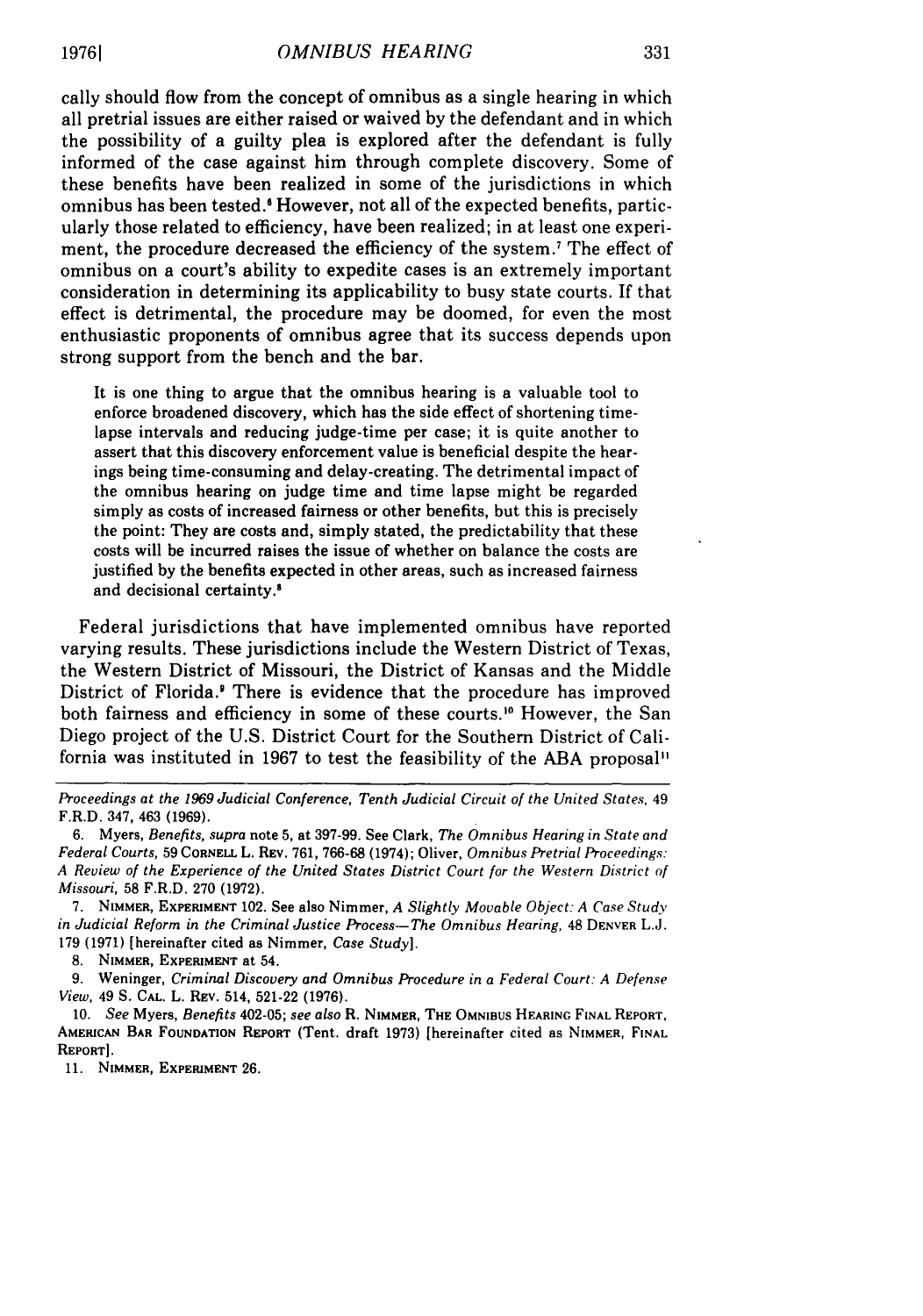cally should flow from the concept of omnibus as a single hearing in which all pretrial issues are either raised or waived by the defendant and in which the possibility of a guilty plea is explored after the defendant is fully informed of the case against him through complete discovery. Some of these benefits have been realized in some of the jurisdictions in which omnibus has been tested.[6] However, not all of the expected benefits, particularly those related to efficiency, have been realized; in at least one experiment, the procedure decreased the efficiency of the system.[7] The effect of omnibus on a court's ability to expedite cases is an extremely important consideration in determining its applicability to busy state courts. If that effect is detrimental, the procedure may be doomed, for even the most enthusiastic proponents of omnibus agree that its success depends upon strong support from the bench and the bar.

> It is one thing to argue that the omnibus hearing is a valuable tool to enforce broadened discovery, which has the side effect of shortening time-lapse intervals and reducing judge-time per case; it is quite another to assert that this discovery enforcement value is beneficial despite the hearings being time-consuming and delay-creating. The detrimental impact of the omnibus hearing on judge time and time lapse might be regarded simply as costs of increased fairness or other benefits, but this is precisely the point: They are costs and, simply stated, the predictability that these costs will be incurred raises the issue of whether on balance the costs are justified by the benefits expected in other areas, such as increased fairness and decisional certainty.[8]

Federal jurisdictions that have implemented omnibus have reported varying results. These jurisdictions include the Western District of Texas, the Western District of Missouri, the District of Kansas and the Middle District of Florida.[9] There is evidence that the procedure has improved both fairness and efficiency in some of these courts.[10] However, the San Diego project of the U.S. District Court for the Southern District of California was instituted in 1967 to test the feasibility of the ABA proposal[11]

---

*Proceedings at the 1969 Judicial Conference, Tenth Judicial Circuit of the United States*, 49 F.R.D. 347, 463 (1969).

6. Myers, *Benefits*, *supra* note 5, at 397-99. See Clark, *The Omnibus Hearing in State and Federal Courts*, 59 CORNELL L. REV. 761, 766-68 (1974); Oliver, *Omnibus Pretrial Proceedings: A Review of the Experience of the United States District Court for the Western District of Missouri*, 58 F.R.D. 270 (1972).

7. NIMMER, EXPERIMENT 102. See also Nimmer, *A Slightly Movable Object: A Case Study in Judicial Reform in the Criminal Justice Process—The Omnibus Hearing*, 48 DENVER L.J. 179 (1971) [hereinafter cited as Nimmer, *Case Study*].

8. NIMMER, EXPERIMENT at 54.

9. Weninger, *Criminal Discovery and Omnibus Procedure in a Federal Court: A Defense View*, 49 S. CAL. L. REV. 514, 521-22 (1976).

10. *See* Myers, *Benefits* 402-05; *see also* R. NIMMER, THE OMNIBUS HEARING FINAL REPORT, AMERICAN BAR FOUNDATION REPORT (Tent. draft 1973) [hereinafter cited as NIMMER, FINAL REPORT].

11. NIMMER, EXPERIMENT 26.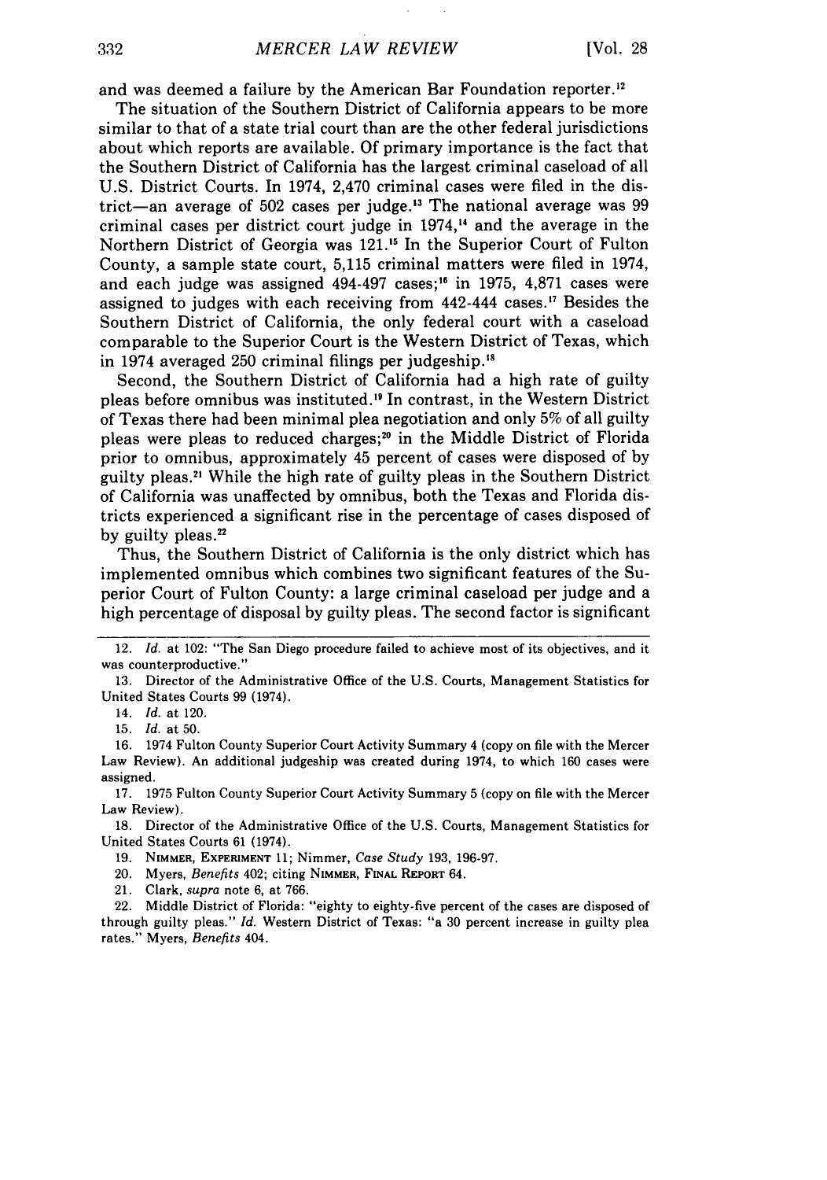and was deemed a failure by the American Bar Foundation reporter.[12]

The situation of the Southern District of California appears to be more similar to that of a state trial court than are the other federal jurisdictions about which reports are available. Of primary importance is the fact that the Southern District of California has the largest criminal caseload of all U.S. District Courts. In 1974, 2,470 criminal cases were filed in the district—an average of 502 cases per judge.[13] The national average was 99 criminal cases per district court judge in 1974,[14] and the average in the Northern District of Georgia was 121.[15] In the Superior Court of Fulton County, a sample state court, 5,115 criminal matters were filed in 1974, and each judge was assigned 494-497 cases;[16] in 1975, 4,871 cases were assigned to judges with each receiving from 442-444 cases.[17] Besides the Southern District of California, the only federal court with a caseload comparable to the Superior Court is the Western District of Texas, which in 1974 averaged 250 criminal filings per judgeship.[18]

Second, the Southern District of California had a high rate of guilty pleas before omnibus was instituted.[19] In contrast, in the Western District of Texas there had been minimal plea negotiation and only 5% of all guilty pleas were pleas to reduced charges;[20] in the Middle District of Florida prior to omnibus, approximately 45 percent of cases were disposed of by guilty pleas.[21] While the high rate of guilty pleas in the Southern District of California was unaffected by omnibus, both the Texas and Florida districts experienced a significant rise in the percentage of cases disposed of by guilty pleas.[22]

Thus, the Southern District of California is the only district which has implemented omnibus which combines two significant features of the Superior Court of Fulton County: a large criminal caseload per judge and a high percentage of disposal by guilty pleas. The second factor is significant

---

12. *Id.* at 102: "The San Diego procedure failed to achieve most of its objectives, and it was counterproductive."

13. Director of the Administrative Office of the U.S. Courts, Management Statistics for United States Courts 99 (1974).

14. *Id.* at 120.

15. *Id.* at 50.

16. 1974 Fulton County Superior Court Activity Summary 4 (copy on file with the Mercer Law Review). An additional judgeship was created during 1974, to which 160 cases were assigned.

17. 1975 Fulton County Superior Court Activity Summary 5 (copy on file with the Mercer Law Review).

18. Director of the Administrative Office of the U.S. Courts, Management Statistics for United States Courts 61 (1974).

19. NIMMER, EXPERIMENT 11; Nimmer, *Case Study* 193, 196-97.

20. Myers, *Benefits* 402; citing NIMMER, FINAL REPORT 64.

21. Clark, *supra* note 6, at 766.

22. Middle District of Florida: "eighty to eighty-five percent of the cases are disposed of through guilty pleas." *Id.* Western District of Texas: "a 30 percent increase in guilty plea rates." Myers, *Benefits* 404.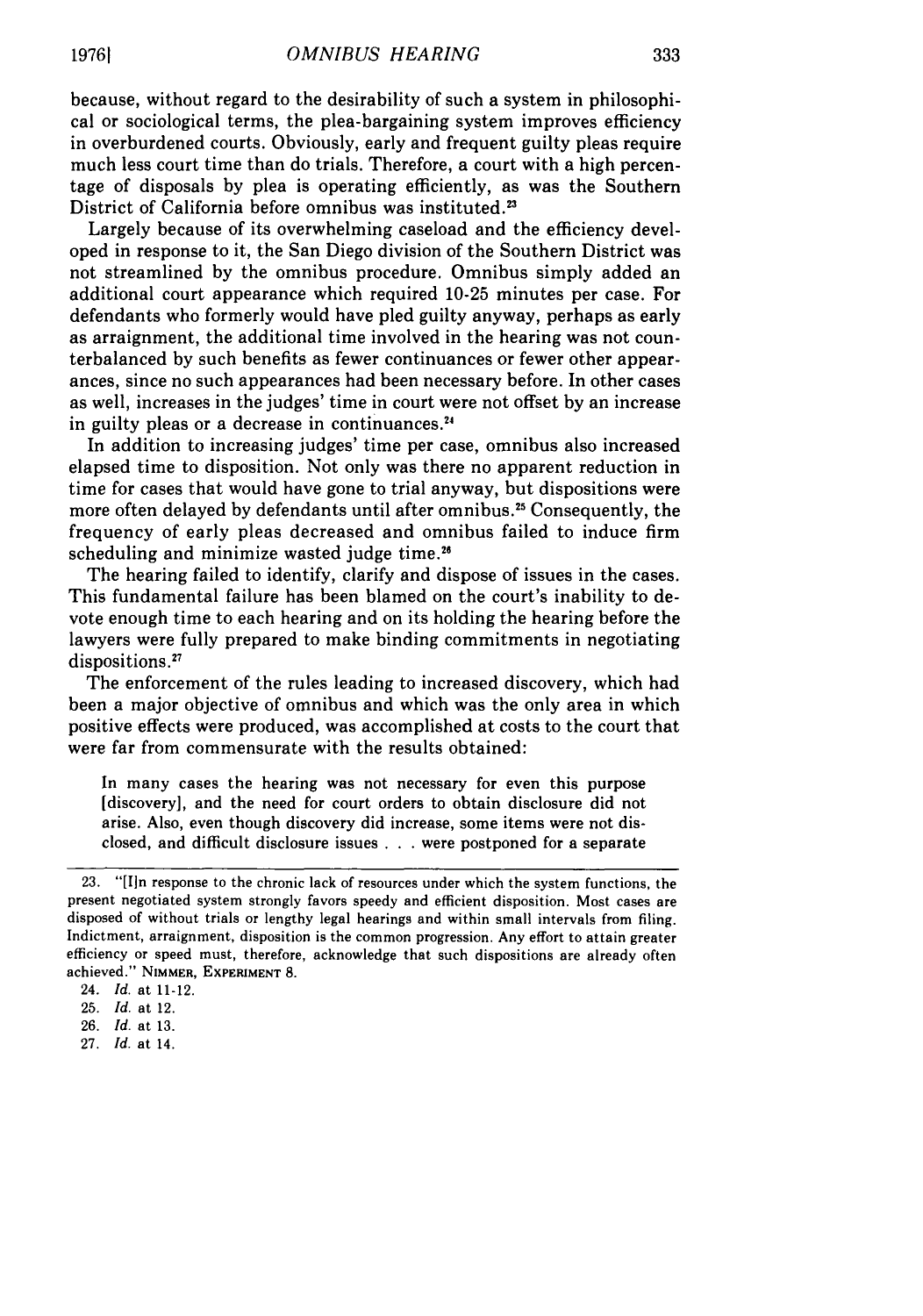because, without regard to the desirability of such a system in philosophical or sociological terms, the plea-bargaining system improves efficiency in overburdened courts. Obviously, early and frequent guilty pleas require much less court time than do trials. Therefore, a court with a high percentage of disposals by plea is operating efficiently, as was the Southern District of California before omnibus was instituted.[23]

Largely because of its overwhelming caseload and the efficiency developed in response to it, the San Diego division of the Southern District was not streamlined by the omnibus procedure. Omnibus simply added an additional court appearance which required 10-25 minutes per case. For defendants who formerly would have pled guilty anyway, perhaps as early as arraignment, the additional time involved in the hearing was not counterbalanced by such benefits as fewer continuances or fewer other appearances, since no such appearances had been necessary before. In other cases as well, increases in the judges' time in court were not offset by an increase in guilty pleas or a decrease in continuances.[24]

In addition to increasing judges' time per case, omnibus also increased elapsed time to disposition. Not only was there no apparent reduction in time for cases that would have gone to trial anyway, but dispositions were more often delayed by defendants until after omnibus.[25] Consequently, the frequency of early pleas decreased and omnibus failed to induce firm scheduling and minimize wasted judge time.[26]

The hearing failed to identify, clarify and dispose of issues in the cases. This fundamental failure has been blamed on the court's inability to devote enough time to each hearing and on its holding the hearing before the lawyers were fully prepared to make binding commitments in negotiating dispositions.[27]

The enforcement of the rules leading to increased discovery, which had been a major objective of omnibus and which was the only area in which positive effects were produced, was accomplished at costs to the court that were far from commensurate with the results obtained:

> In many cases the hearing was not necessary for even this purpose [discovery], and the need for court orders to obtain disclosure did not arise. Also, even though discovery did increase, some items were not disclosed, and difficult disclosure issues . . . were postponed for a separate

---

23. "[I]n response to the chronic lack of resources under which the system functions, the present negotiated system strongly favors speedy and efficient disposition. Most cases are disposed of without trials or lengthy legal hearings and within small intervals from filing. Indictment, arraignment, disposition is the common progression. Any effort to attain greater efficiency or speed must, therefore, acknowledge that such dispositions are already often achieved." NIMMER, EXPERIMENT 8.

24. *Id.* at 11-12.

25. *Id.* at 12.

26. *Id.* at 13.

27. *Id.* at 14.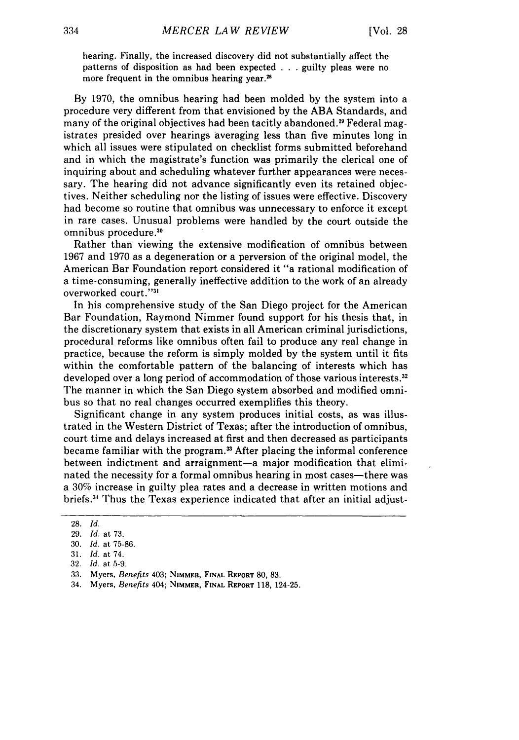hearing. Finally, the increased discovery did not substantially affect the patterns of disposition as had been expected . . . guilty pleas were no more frequent in the omnibus hearing year.[28]

By 1970, the omnibus hearing had been molded by the system into a procedure very different from that envisioned by the ABA Standards, and many of the original objectives had been tacitly abandoned.[29] Federal magistrates presided over hearings averaging less than five minutes long in which all issues were stipulated on checklist forms submitted beforehand and in which the magistrate's function was primarily the clerical one of inquiring about and scheduling whatever further appearances were necessary. The hearing did not advance significantly even its retained objectives. Neither scheduling nor the listing of issues were effective. Discovery had become so routine that omnibus was unnecessary to enforce it except in rare cases. Unusual problems were handled by the court outside the omnibus procedure.[30]

Rather than viewing the extensive modification of omnibus between 1967 and 1970 as a degeneration or a perversion of the original model, the American Bar Foundation report considered it "a rational modification of a time-consuming, generally ineffective addition to the work of an already overworked court."[31]

In his comprehensive study of the San Diego project for the American Bar Foundation, Raymond Nimmer found support for his thesis that, in the discretionary system that exists in all American criminal jurisdictions, procedural reforms like omnibus often fail to produce any real change in practice, because the reform is simply molded by the system until it fits within the comfortable pattern of the balancing of interests which has developed over a long period of accommodation of those various interests.[32] The manner in which the San Diego system absorbed and modified omnibus so that no real changes occurred exemplifies this theory.

Significant change in any system produces initial costs, as was illustrated in the Western District of Texas; after the introduction of omnibus, court time and delays increased at first and then decreased as participants became familiar with the program.[33] After placing the informal conference between indictment and arraignment—a major modification that eliminated the necessity for a formal omnibus hearing in most cases—there was a 30% increase in guilty plea rates and a decrease in written motions and briefs.[34] Thus the Texas experience indicated that after an initial adjust-

---

28. *Id.*
29. *Id.* at 73.
30. *Id.* at 75-86.
31. *Id.* at 74.
32. *Id.* at 5-9.
33. Myers, *Benefits* 403; NIMMER, FINAL REPORT 80, 83.
34. Myers, *Benefits* 404; NIMMER, FINAL REPORT 118, 124-25.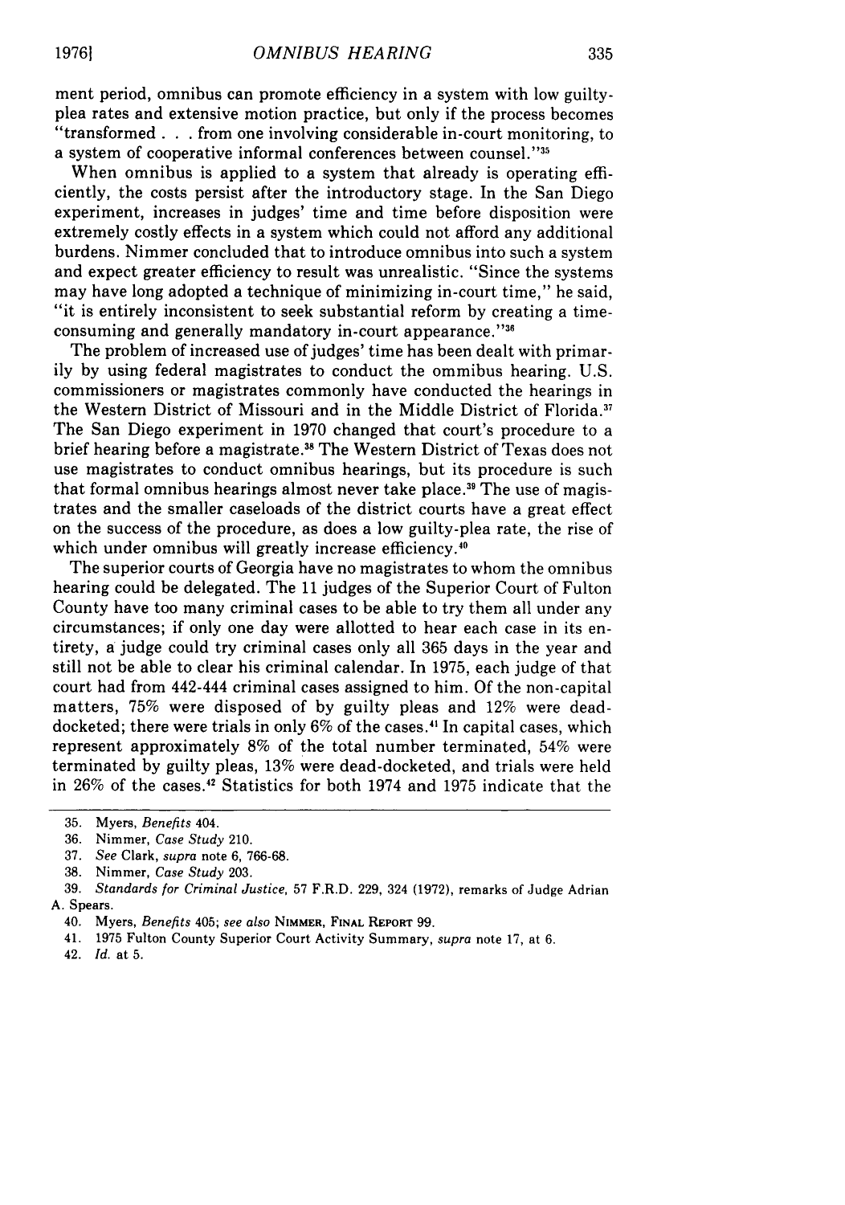ment period, omnibus can promote efficiency in a system with low guilty-plea rates and extensive motion practice, but only if the process becomes "transformed . . . from one involving considerable in-court monitoring, to a system of cooperative informal conferences between counsel."[35]

When omnibus is applied to a system that already is operating efficiently, the costs persist after the introductory stage. In the San Diego experiment, increases in judges' time and time before disposition were extremely costly effects in a system which could not afford any additional burdens. Nimmer concluded that to introduce omnibus into such a system and expect greater efficiency to result was unrealistic. "Since the systems may have long adopted a technique of minimizing in-court time," he said, "it is entirely inconsistent to seek substantial reform by creating a time-consuming and generally mandatory in-court appearance."[36]

The problem of increased use of judges' time has been dealt with primarily by using federal magistrates to conduct the ommibus hearing. U.S. commissioners or magistrates commonly have conducted the hearings in the Western District of Missouri and in the Middle District of Florida.[37] The San Diego experiment in 1970 changed that court's procedure to a brief hearing before a magistrate.[38] The Western District of Texas does not use magistrates to conduct omnibus hearings, but its procedure is such that formal omnibus hearings almost never take place.[39] The use of magistrates and the smaller caseloads of the district courts have a great effect on the success of the procedure, as does a low guilty-plea rate, the rise of which under omnibus will greatly increase efficiency.[40]

The superior courts of Georgia have no magistrates to whom the omnibus hearing could be delegated. The 11 judges of the Superior Court of Fulton County have too many criminal cases to be able to try them all under any circumstances; if only one day were allotted to hear each case in its entirety, a judge could try criminal cases only all 365 days in the year and still not be able to clear his criminal calendar. In 1975, each judge of that court had from 442-444 criminal cases assigned to him. Of the non-capital matters, 75% were disposed of by guilty pleas and 12% were dead-docketed; there were trials in only 6% of the cases.[41] In capital cases, which represent approximately 8% of the total number terminated, 54% were terminated by guilty pleas, 13% were dead-docketed, and trials were held in 26% of the cases.[42] Statistics for both 1974 and 1975 indicate that the

---

35. Myers, *Benefits* 404.

36. Nimmer, *Case Study* 210.

37. *See* Clark, *supra* note 6, 766-68.

38. Nimmer, *Case Study* 203.

39. *Standards for Criminal Justice*, 57 F.R.D. 229, 324 (1972), remarks of Judge Adrian A. Spears.

40. Myers, *Benefits* 405; *see also* NIMMER, FINAL REPORT 99.

41. 1975 Fulton County Superior Court Activity Summary, *supra* note 17, at 6.

42. *Id.* at 5.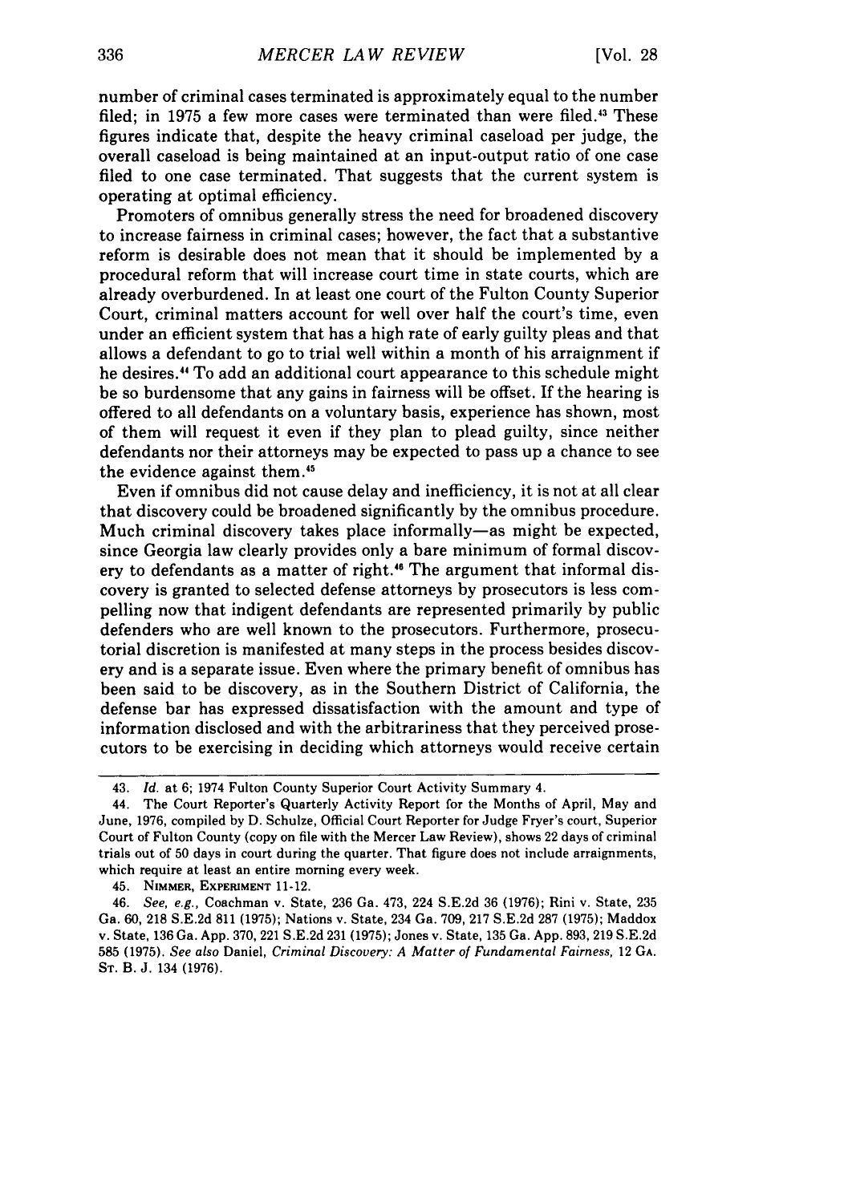number of criminal cases terminated is approximately equal to the number filed; in 1975 a few more cases were terminated than were filed.[43] These figures indicate that, despite the heavy criminal caseload per judge, the overall caseload is being maintained at an input-output ratio of one case filed to one case terminated. That suggests that the current system is operating at optimal efficiency.

Promoters of omnibus generally stress the need for broadened discovery to increase fairness in criminal cases; however, the fact that a substantive reform is desirable does not mean that it should be implemented by a procedural reform that will increase court time in state courts, which are already overburdened. In at least one court of the Fulton County Superior Court, criminal matters account for well over half the court's time, even under an efficient system that has a high rate of early guilty pleas and that allows a defendant to go to trial well within a month of his arraignment if he desires.[44] To add an additional court appearance to this schedule might be so burdensome that any gains in fairness will be offset. If the hearing is offered to all defendants on a voluntary basis, experience has shown, most of them will request it even if they plan to plead guilty, since neither defendants nor their attorneys may be expected to pass up a chance to see the evidence against them.[45]

Even if omnibus did not cause delay and inefficiency, it is not at all clear that discovery could be broadened significantly by the omnibus procedure. Much criminal discovery takes place informally—as might be expected, since Georgia law clearly provides only a bare minimum of formal discovery to defendants as a matter of right.[46] The argument that informal discovery is granted to selected defense attorneys by prosecutors is less compelling now that indigent defendants are represented primarily by public defenders who are well known to the prosecutors. Furthermore, prosecutorial discretion is manifested at many steps in the process besides discovery and is a separate issue. Even where the primary benefit of omnibus has been said to be discovery, as in the Southern District of California, the defense bar has expressed dissatisfaction with the amount and type of information disclosed and with the arbitrariness that they perceived prosecutors to be exercising in deciding which attorneys would receive certain

---

43. *Id.* at 6; 1974 Fulton County Superior Court Activity Summary 4.

44. The Court Reporter's Quarterly Activity Report for the Months of April, May and June, 1976, compiled by D. Schulze, Official Court Reporter for Judge Fryer's court, Superior Court of Fulton County (copy on file with the Mercer Law Review), shows 22 days of criminal trials out of 50 days in court during the quarter. That figure does not include arraignments, which require at least an entire morning every week.

45. NIMMER, EXPERIMENT 11-12.

46. *See, e.g.,* Coachman v. State, 236 Ga. 473, 224 S.E.2d 36 (1976); Rini v. State, 235 Ga. 60, 218 S.E.2d 811 (1975); Nations v. State, 234 Ga. 709, 217 S.E.2d 287 (1975); Maddox v. State, 136 Ga. App. 370, 221 S.E.2d 231 (1975); Jones v. State, 135 Ga. App. 893, 219 S.E.2d 585 (1975). *See also* Daniel, *Criminal Discovery: A Matter of Fundamental Fairness*, 12 GA. ST. B. J. 134 (1976).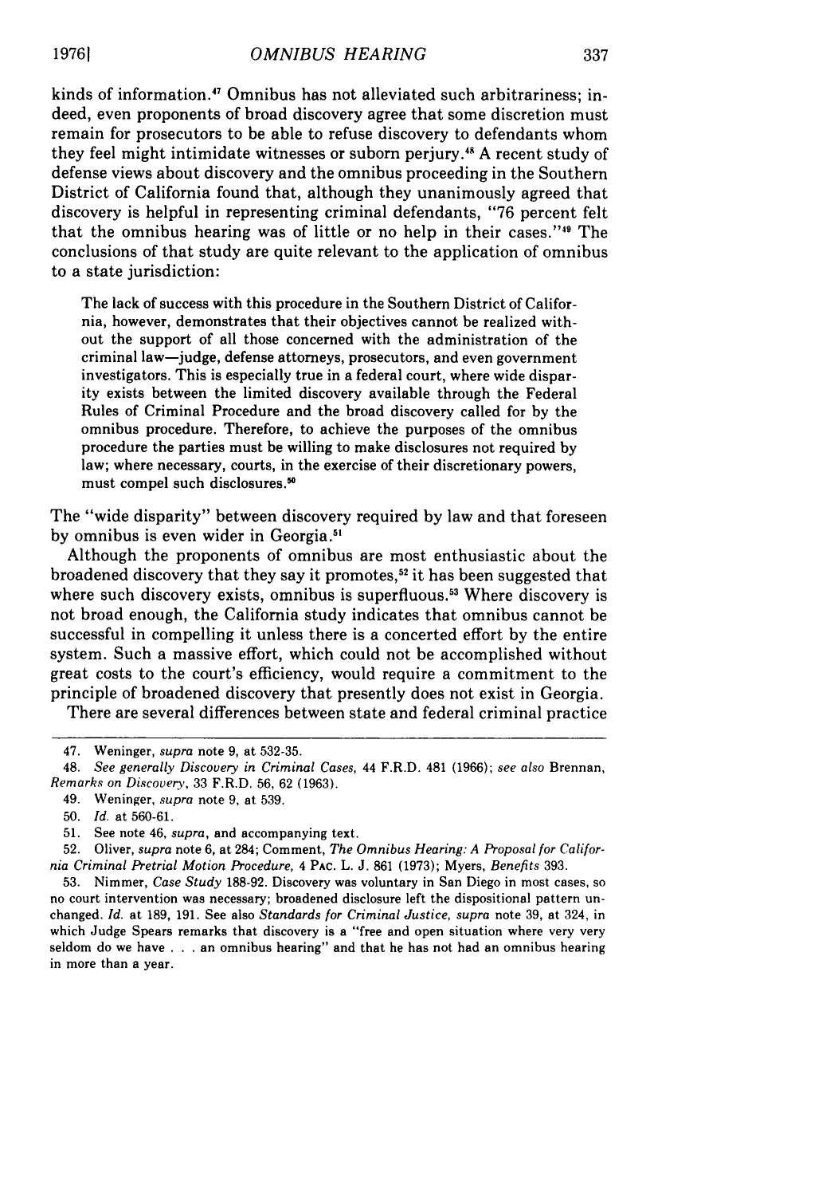kinds of information.[47] Omnibus has not alleviated such arbitrariness; indeed, even proponents of broad discovery agree that some discretion must remain for prosecutors to be able to refuse discovery to defendants whom they feel might intimidate witnesses or suborn perjury.[48] A recent study of defense views about discovery and the omnibus proceeding in the Southern District of California found that, although they unanimously agreed that discovery is helpful in representing criminal defendants, "76 percent felt that the omnibus hearing was of little or no help in their cases."[49] The conclusions of that study are quite relevant to the application of omnibus to a state jurisdiction:

> The lack of success with this procedure in the Southern District of California, however, demonstrates that their objectives cannot be realized without the support of all those concerned with the administration of the criminal law—judge, defense attorneys, prosecutors, and even government investigators. This is especially true in a federal court, where wide disparity exists between the limited discovery available through the Federal Rules of Criminal Procedure and the broad discovery called for by the omnibus procedure. Therefore, to achieve the purposes of the omnibus procedure the parties must be willing to make disclosures not required by law; where necessary, courts, in the exercise of their discretionary powers, must compel such disclosures.[50]

The "wide disparity" between discovery required by law and that foreseen by omnibus is even wider in Georgia.[51]

Although the proponents of omnibus are most enthusiastic about the broadened discovery that they say it promotes,[52] it has been suggested that where such discovery exists, omnibus is superfluous.[53] Where discovery is not broad enough, the California study indicates that omnibus cannot be successful in compelling it unless there is a concerted effort by the entire system. Such a massive effort, which could not be accomplished without great costs to the court's efficiency, would require a commitment to the principle of broadened discovery that presently does not exist in Georgia.

There are several differences between state and federal criminal practice

---

47. Weninger, *supra* note 9, at 532-35.

48. *See generally Discovery in Criminal Cases,* 44 F.R.D. 481 (1966); *see also* Brennan, *Remarks on Discovery,* 33 F.R.D. 56, 62 (1963).

49. Weninger, *supra* note 9, at 539.

50. *Id.* at 560-61.

51. See note 46, *supra,* and accompanying text.

52. Oliver, *supra* note 6, at 284; Comment, *The Omnibus Hearing: A Proposal for California Criminal Pretrial Motion Procedure,* 4 PAC. L. J. 861 (1973); Myers, *Benefits* 393.

53. Nimmer, *Case Study* 188-92. Discovery was voluntary in San Diego in most cases, so no court intervention was necessary; broadened disclosure left the dispositional pattern unchanged. *Id.* at 189, 191. See also *Standards for Criminal Justice, supra* note 39, at 324, in which Judge Spears remarks that discovery is a "free and open situation where very very seldom do we have . . . an omnibus hearing" and that he has not had an omnibus hearing in more than a year.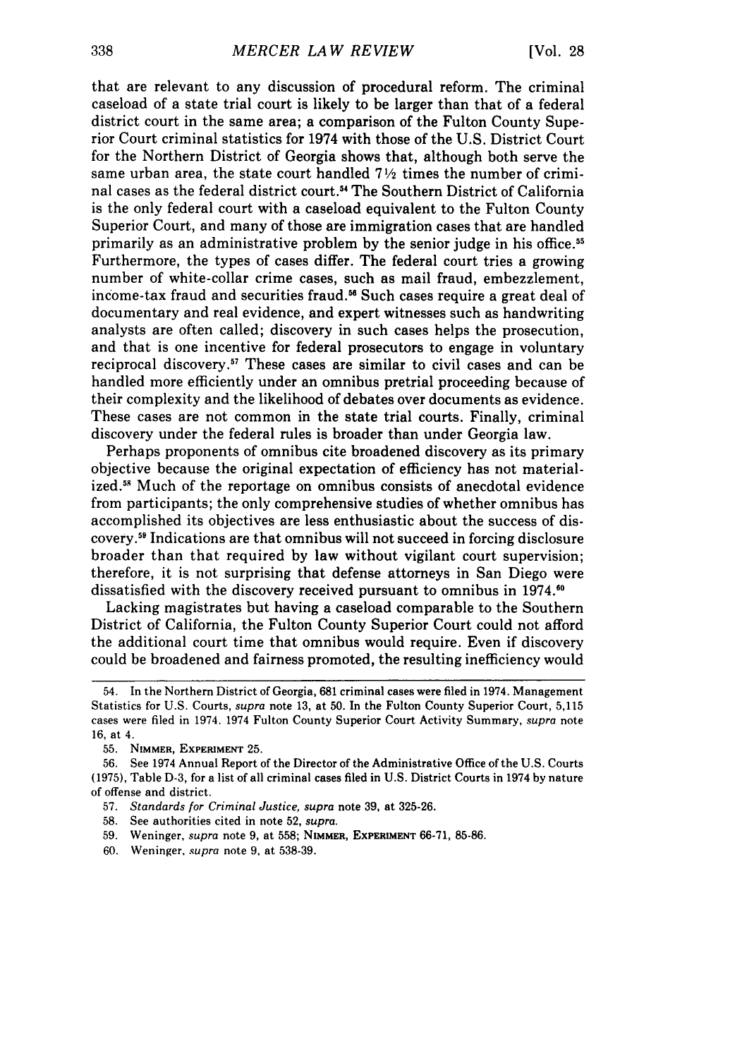that are relevant to any discussion of procedural reform. The criminal caseload of a state trial court is likely to be larger than that of a federal district court in the same area; a comparison of the Fulton County Superior Court criminal statistics for 1974 with those of the U.S. District Court for the Northern District of Georgia shows that, although both serve the same urban area, the state court handled 7½ times the number of criminal cases as the federal district court.[54] The Southern District of California is the only federal court with a caseload equivalent to the Fulton County Superior Court, and many of those are immigration cases that are handled primarily as an administrative problem by the senior judge in his office.[55] Furthermore, the types of cases differ. The federal court tries a growing number of white-collar crime cases, such as mail fraud, embezzlement, income-tax fraud and securities fraud.[56] Such cases require a great deal of documentary and real evidence, and expert witnesses such as handwriting analysts are often called; discovery in such cases helps the prosecution, and that is one incentive for federal prosecutors to engage in voluntary reciprocal discovery.[57] These cases are similar to civil cases and can be handled more efficiently under an omnibus pretrial proceeding because of their complexity and the likelihood of debates over documents as evidence. These cases are not common in the state trial courts. Finally, criminal discovery under the federal rules is broader than under Georgia law.

Perhaps proponents of omnibus cite broadened discovery as its primary objective because the original expectation of efficiency has not materialized.[58] Much of the reportage on omnibus consists of anecdotal evidence from participants; the only comprehensive studies of whether omnibus has accomplished its objectives are less enthusiastic about the success of discovery.[59] Indications are that omnibus will not succeed in forcing disclosure broader than that required by law without vigilant court supervision; therefore, it is not surprising that defense attorneys in San Diego were dissatisfied with the discovery received pursuant to omnibus in 1974.[60]

Lacking magistrates but having a caseload comparable to the Southern District of California, the Fulton County Superior Court could not afford the additional court time that omnibus would require. Even if discovery could be broadened and fairness promoted, the resulting inefficiency would

---

54. In the Northern District of Georgia, 681 criminal cases were filed in 1974. Management Statistics for U.S. Courts, *supra* note 13, at 50. In the Fulton County Superior Court, 5,115 cases were filed in 1974. 1974 Fulton County Superior Court Activity Summary, *supra* note 16, at 4.

55. NIMMER, EXPERIMENT 25.

56. See 1974 Annual Report of the Director of the Administrative Office of the U.S. Courts (1975), Table D-3, for a list of all criminal cases filed in U.S. District Courts in 1974 by nature of offense and district.

57. *Standards for Criminal Justice, supra* note 39, at 325-26.

58. See authorities cited in note 52, *supra.*

59. Weninger, *supra* note 9, at 558; NIMMER, EXPERIMENT 66-71, 85-86.

60. Weninger, *supra* note 9, at 538-39.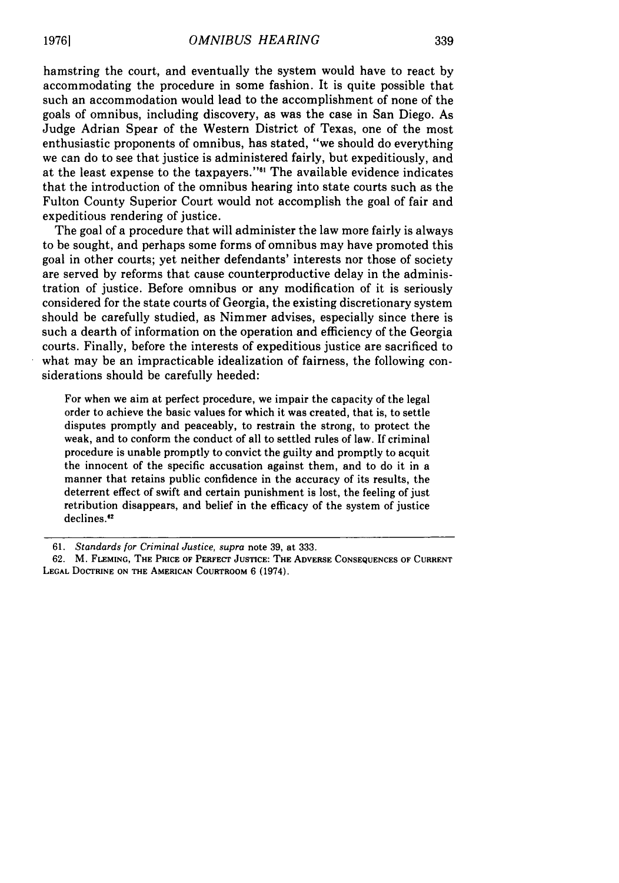hamstring the court, and eventually the system would have to react by accommodating the procedure in some fashion. It is quite possible that such an accommodation would lead to the accomplishment of none of the goals of omnibus, including discovery, as was the case in San Diego. As Judge Adrian Spear of the Western District of Texas, one of the most enthusiastic proponents of omnibus, has stated, "we should do everything we can do to see that justice is administered fairly, but expeditiously, and at the least expense to the taxpayers."[61] The available evidence indicates that the introduction of the omnibus hearing into state courts such as the Fulton County Superior Court would not accomplish the goal of fair and expeditious rendering of justice.

The goal of a procedure that will administer the law more fairly is always to be sought, and perhaps some forms of omnibus may have promoted this goal in other courts; yet neither defendants' interests nor those of society are served by reforms that cause counterproductive delay in the administration of justice. Before omnibus or any modification of it is seriously considered for the state courts of Georgia, the existing discretionary system should be carefully studied, as Nimmer advises, especially since there is such a dearth of information on the operation and efficiency of the Georgia courts. Finally, before the interests of expeditious justice are sacrificed to what may be an impracticable idealization of fairness, the following considerations should be carefully heeded:

> For when we aim at perfect procedure, we impair the capacity of the legal order to achieve the basic values for which it was created, that is, to settle disputes promptly and peaceably, to restrain the strong, to protect the weak, and to conform the conduct of all to settled rules of law. If criminal procedure is unable promptly to convict the guilty and promptly to acquit the innocent of the specific accusation against them, and to do it in a manner that retains public confidence in the accuracy of its results, the deterrent effect of swift and certain punishment is lost, the feeling of just retribution disappears, and belief in the efficacy of the system of justice declines.[62]

---

61. *Standards for Criminal Justice, supra* note 39, at 333.

62. M. Fleming, The Price of Perfect Justice: The Adverse Consequences of Current Legal Doctrine on the American Courtroom 6 (1974).